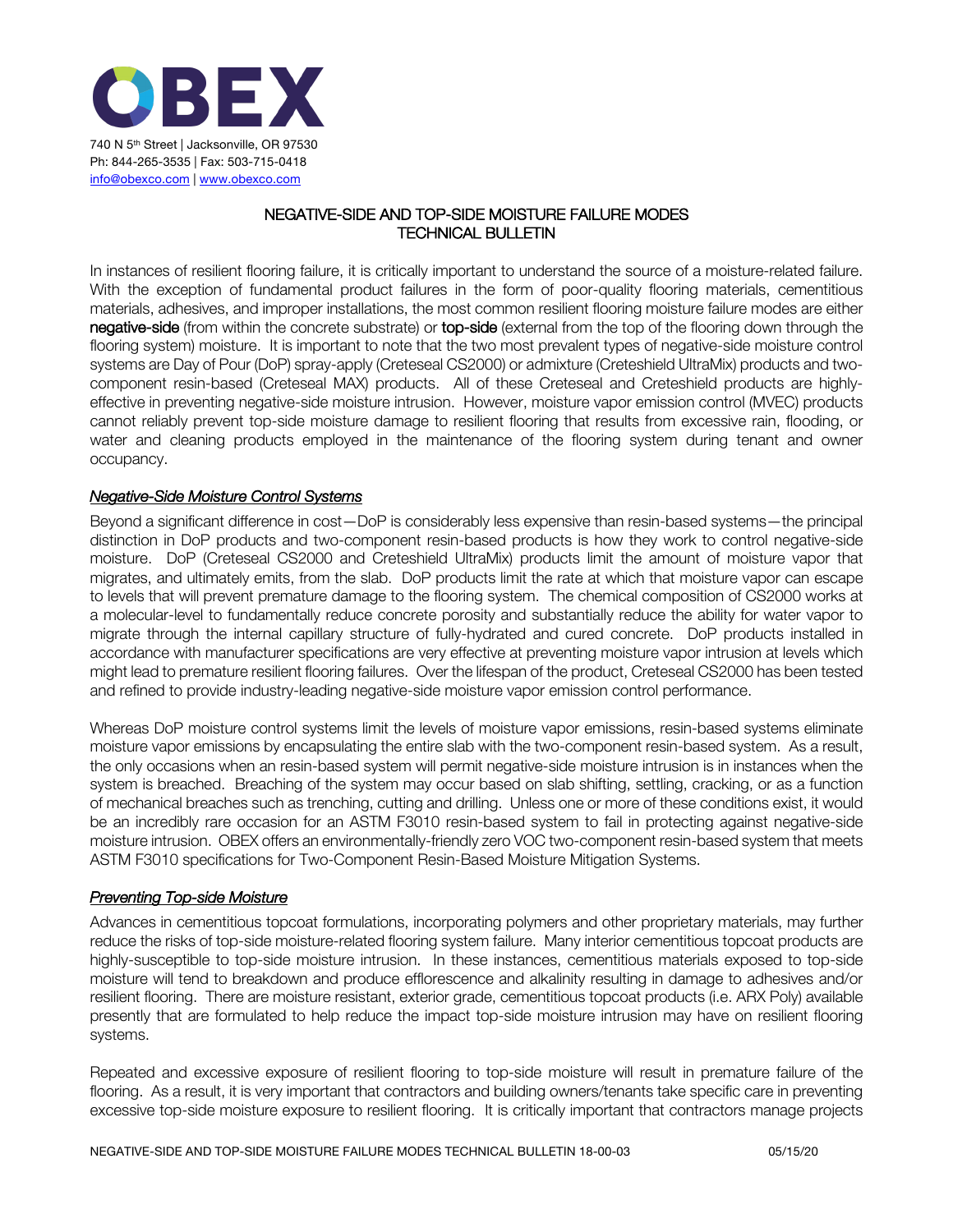OBEX

740 N 5th Street | Jacksonville, OR 97530
Ph: 844-265-3535 | Fax: 503-715-0418
info@obexco.com | www.obexco.com

# NEGATIVE-SIDE AND TOP-SIDE MOISTURE FAILURE MODES TECHNICAL BULLETIN

In instances of resilient flooring failure, it is critically important to understand the source of a moisture-related failure. With the exception of fundamental product failures in the form of poor-quality flooring materials, cementitious materials, adhesives, and improper installations, the most common resilient flooring moisture failure modes are either **negative-side** (from within the concrete substrate) or **top-side** (external from the top of the flooring down through the flooring system) moisture. It is important to note that the two most prevalent types of negative-side moisture control systems are Day of Pour (DoP) spray-apply (Creteseal CS2000) or admixture (Creteshield UltraMix) products and two-component resin-based (Creteseal MAX) products. All of these Creteseal and Creteshield products are highly-effective in preventing negative-side moisture intrusion. However, moisture vapor emission control (MVEC) products cannot reliably prevent top-side moisture damage to resilient flooring that results from excessive rain, flooding, or water and cleaning products employed in the maintenance of the flooring system during tenant and owner occupancy.

## *Negative-Side Moisture Control Systems*

Beyond a significant difference in cost—DoP is considerably less expensive than resin-based systems—the principal distinction in DoP products and two-component resin-based products is how they work to control negative-side moisture. DoP (Creteseal CS2000 and Creteshield UltraMix) products limit the amount of moisture vapor that migrates, and ultimately emits, from the slab. DoP products limit the rate at which that moisture vapor can escape to levels that will prevent premature damage to the flooring system. The chemical composition of CS2000 works at a molecular-level to fundamentally reduce concrete porosity and substantially reduce the ability for water vapor to migrate through the internal capillary structure of fully-hydrated and cured concrete. DoP products installed in accordance with manufacturer specifications are very effective at preventing moisture vapor intrusion at levels which might lead to premature resilient flooring failures. Over the lifespan of the product, Creteseal CS2000 has been tested and refined to provide industry-leading negative-side moisture vapor emission control performance.

Whereas DoP moisture control systems limit the levels of moisture vapor emissions, resin-based systems eliminate moisture vapor emissions by encapsulating the entire slab with the two-component resin-based system. As a result, the only occasions when an resin-based system will permit negative-side moisture intrusion is in instances when the system is breached. Breaching of the system may occur based on slab shifting, settling, cracking, or as a function of mechanical breaches such as trenching, cutting and drilling. Unless one or more of these conditions exist, it would be an incredibly rare occasion for an ASTM F3010 resin-based system to fail in protecting against negative-side moisture intrusion. OBEX offers an environmentally-friendly zero VOC two-component resin-based system that meets ASTM F3010 specifications for Two-Component Resin-Based Moisture Mitigation Systems.

## *Preventing Top-side Moisture*

Advances in cementitious topcoat formulations, incorporating polymers and other proprietary materials, may further reduce the risks of top-side moisture-related flooring system failure. Many interior cementitious topcoat products are highly-susceptible to top-side moisture intrusion. In these instances, cementitious materials exposed to top-side moisture will tend to breakdown and produce efflorescence and alkalinity resulting in damage to adhesives and/or resilient flooring. There are moisture resistant, exterior grade, cementitious topcoat products (i.e. ARX Poly) available presently that are formulated to help reduce the impact top-side moisture intrusion may have on resilient flooring systems.

Repeated and excessive exposure of resilient flooring to top-side moisture will result in premature failure of the flooring. As a result, it is very important that contractors and building owners/tenants take specific care in preventing excessive top-side moisture exposure to resilient flooring. It is critically important that contractors manage projects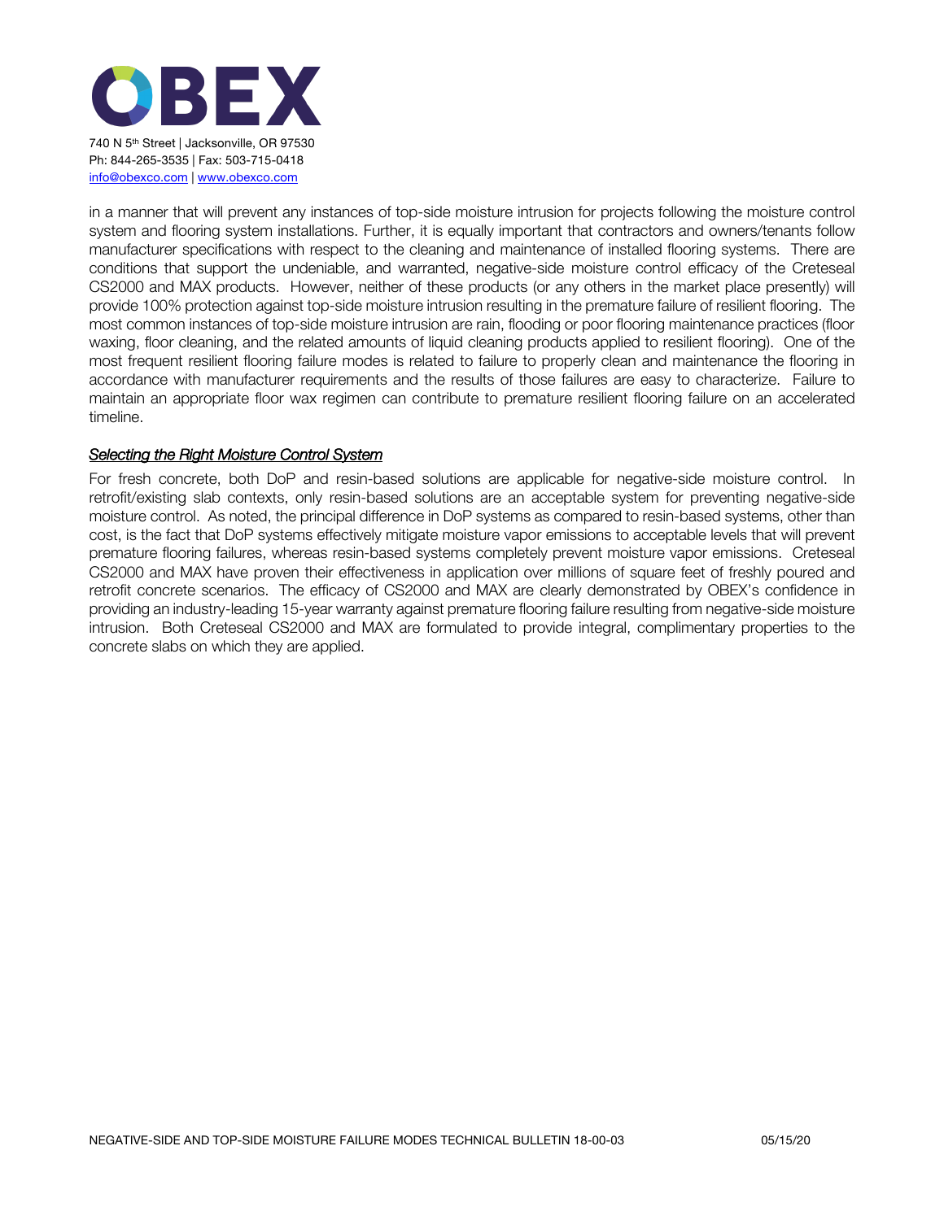in a manner that will prevent any instances of top-side moisture intrusion for projects following the moisture control system and flooring system installations. Further, it is equally important that contractors and owners/tenants follow manufacturer specifications with respect to the cleaning and maintenance of installed flooring systems. There are conditions that support the undeniable, and warranted, negative-side moisture control efficacy of the Creteseal CS2000 and MAX products. However, neither of these products (or any others in the market place presently) will provide 100% protection against top-side moisture intrusion resulting in the premature failure of resilient flooring. The most common instances of top-side moisture intrusion are rain, flooding or poor flooring maintenance practices (floor waxing, floor cleaning, and the related amounts of liquid cleaning products applied to resilient flooring). One of the most frequent resilient flooring failure modes is related to failure to properly clean and maintenance the flooring in accordance with manufacturer requirements and the results of those failures are easy to characterize. Failure to maintain an appropriate floor wax regimen can contribute to premature resilient flooring failure on an accelerated timeline.

### *Selecting the Right Moisture Control System*

For fresh concrete, both DoP and resin-based solutions are applicable for negative-side moisture control. In retrofit/existing slab contexts, only resin-based solutions are an acceptable system for preventing negative-side moisture control. As noted, the principal difference in DoP systems as compared to resin-based systems, other than cost, is the fact that DoP systems effectively mitigate moisture vapor emissions to acceptable levels that will prevent premature flooring failures, whereas resin-based systems completely prevent moisture vapor emissions. Creteseal CS2000 and MAX have proven their effectiveness in application over millions of square feet of freshly poured and retrofit concrete scenarios. The efficacy of CS2000 and MAX are clearly demonstrated by OBEX's confidence in providing an industry-leading 15-year warranty against premature flooring failure resulting from negative-side moisture intrusion. Both Creteseal CS2000 and MAX are formulated to provide integral, complimentary properties to the concrete slabs on which they are applied.